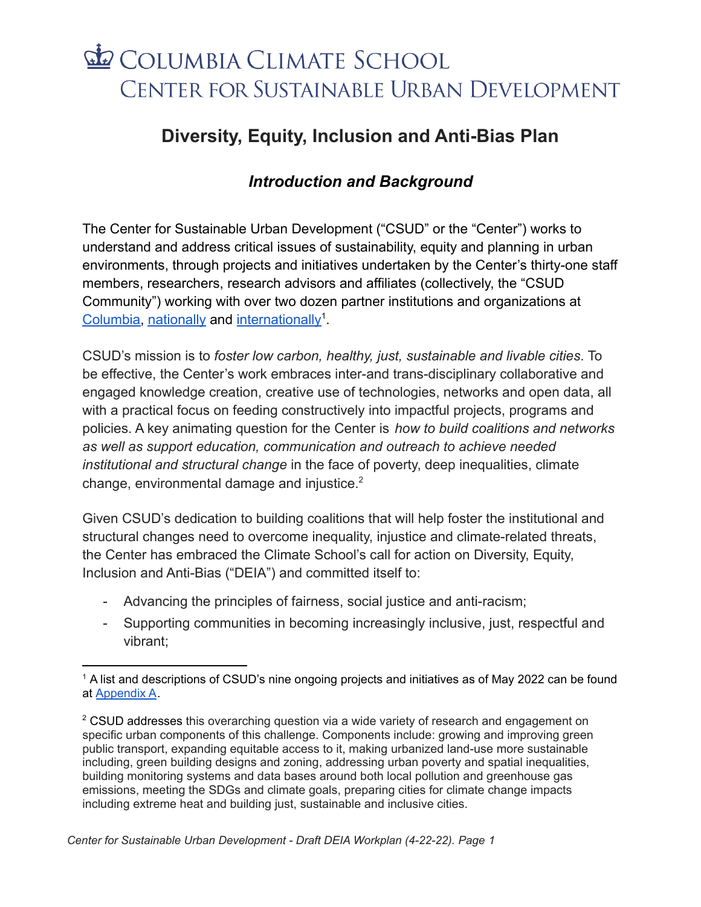# Columbia Climate School
## Center for Sustainable Urban Development

# Diversity, Equity, Inclusion and Anti-Bias Plan

### *Introduction and Background*

The Center for Sustainable Urban Development ("CSUD" or the "Center") works to understand and address critical issues of sustainability, equity and planning in urban environments, through projects and initiatives undertaken by the Center's thirty-one staff members, researchers, research advisors and affiliates (collectively, the "CSUD Community") working with over two dozen partner institutions and organizations at Columbia, nationally and internationally[1].

CSUD's mission is to *foster low carbon, healthy, just, sustainable and livable cities*. To be effective, the Center's work embraces inter-and trans-disciplinary collaborative and engaged knowledge creation, creative use of technologies, networks and open data, all with a practical focus on feeding constructively into impactful projects, programs and policies. A key animating question for the Center is *how to build coalitions and networks as well as support education, communication and outreach to achieve needed institutional and structural change* in the face of poverty, deep inequalities, climate change, environmental damage and injustice.[2]

Given CSUD's dedication to building coalitions that will help foster the institutional and structural changes need to overcome inequality, injustice and climate-related threats, the Center has embraced the Climate School's call for action on Diversity, Equity, Inclusion and Anti-Bias ("DEIA") and committed itself to:

- Advancing the principles of fairness, social justice and anti-racism;
- Supporting communities in becoming increasingly inclusive, just, respectful and vibrant;

[1] A list and descriptions of CSUD's nine ongoing projects and initiatives as of May 2022 can be found at Appendix A.

[2] CSUD addresses this overarching question via a wide variety of research and engagement on specific urban components of this challenge. Components include: growing and improving green public transport, expanding equitable access to it, making urbanized land-use more sustainable including, green building designs and zoning, addressing urban poverty and spatial inequalities, building monitoring systems and data bases around both local pollution and greenhouse gas emissions, meeting the SDGs and climate goals, preparing cities for climate change impacts including extreme heat and building just, sustainable and inclusive cities.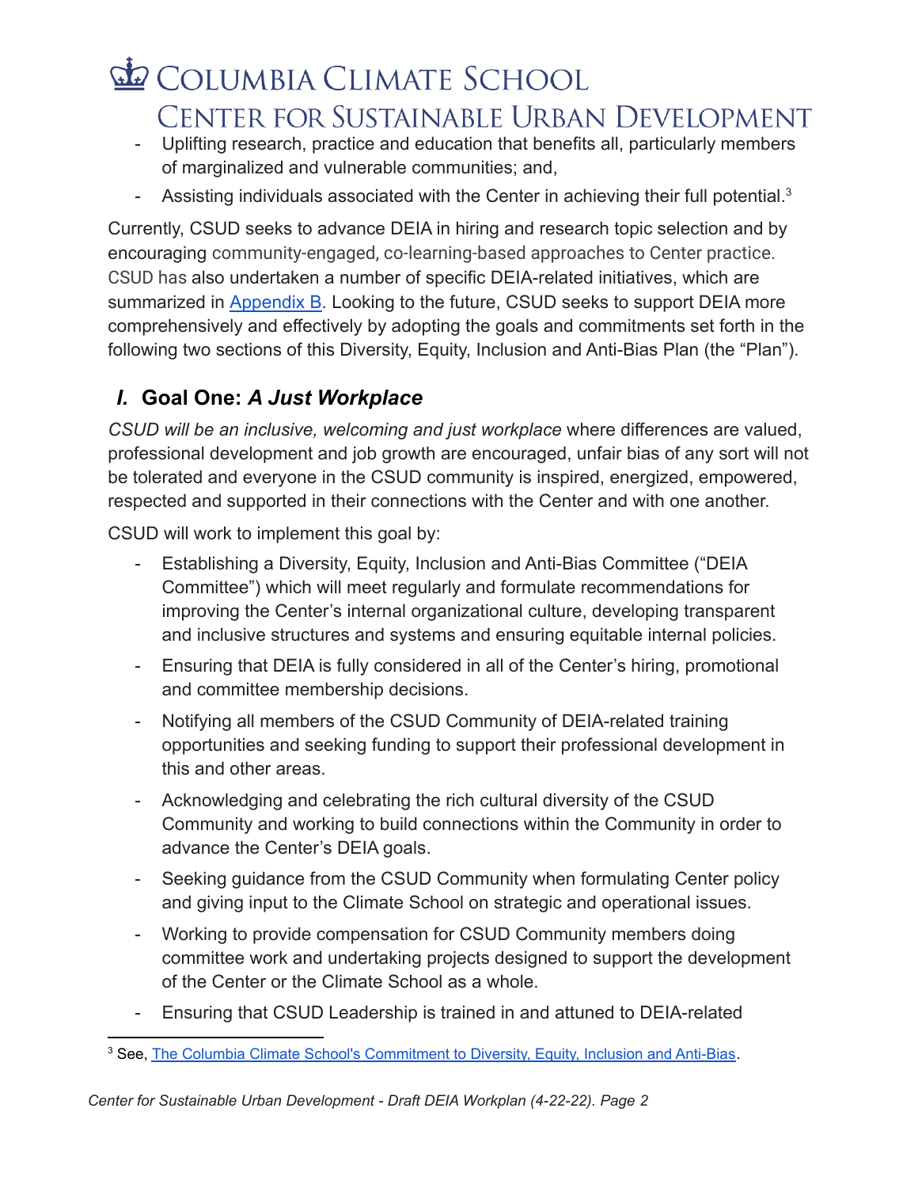- Uplifting research, practice and education that benefits all, particularly members of marginalized and vulnerable communities; and,
- Assisting individuals associated with the Center in achieving their full potential.[3]

Currently, CSUD seeks to advance DEIA in hiring and research topic selection and by encouraging community-engaged, co-learning-based approaches to Center practice. CSUD has also undertaken a number of specific DEIA-related initiatives, which are summarized in Appendix B. Looking to the future, CSUD seeks to support DEIA more comprehensively and effectively by adopting the goals and commitments set forth in the following two sections of this Diversity, Equity, Inclusion and Anti-Bias Plan (the "Plan").

## *I.* Goal One: *A Just Workplace*

*CSUD will be an inclusive, welcoming and just workplace* where differences are valued, professional development and job growth are encouraged, unfair bias of any sort will not be tolerated and everyone in the CSUD community is inspired, energized, empowered, respected and supported in their connections with the Center and with one another.

CSUD will work to implement this goal by:

- Establishing a Diversity, Equity, Inclusion and Anti-Bias Committee ("DEIA Committee") which will meet regularly and formulate recommendations for improving the Center's internal organizational culture, developing transparent and inclusive structures and systems and ensuring equitable internal policies.
- Ensuring that DEIA is fully considered in all of the Center's hiring, promotional and committee membership decisions.
- Notifying all members of the CSUD Community of DEIA-related training opportunities and seeking funding to support their professional development in this and other areas.
- Acknowledging and celebrating the rich cultural diversity of the CSUD Community and working to build connections within the Community in order to advance the Center's DEIA goals.
- Seeking guidance from the CSUD Community when formulating Center policy and giving input to the Climate School on strategic and operational issues.
- Working to provide compensation for CSUD Community members doing committee work and undertaking projects designed to support the development of the Center or the Climate School as a whole.
- Ensuring that CSUD Leadership is trained in and attuned to DEIA-related

[3] See, The Columbia Climate School's Commitment to Diversity, Equity, Inclusion and Anti-Bias.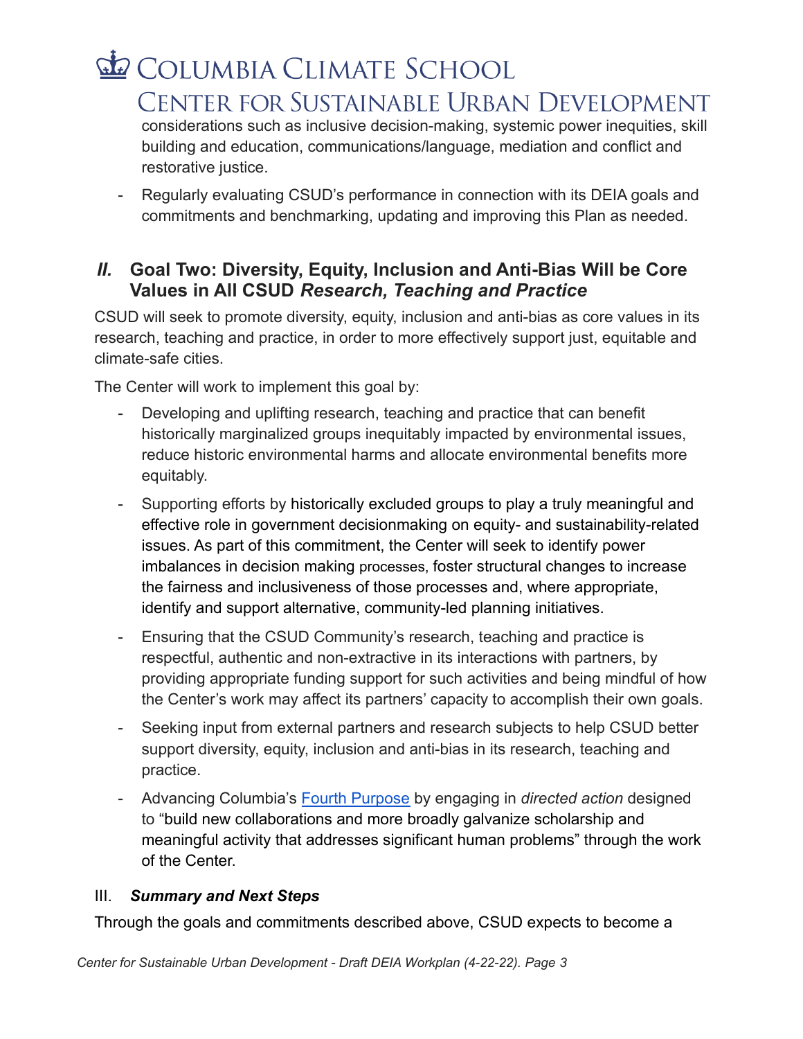considerations such as inclusive decision-making, systemic power inequities, skill building and education, communications/language, mediation and conflict and restorative justice.

- Regularly evaluating CSUD's performance in connection with its DEIA goals and commitments and benchmarking, updating and improving this Plan as needed.

## *II.* Goal Two: Diversity, Equity, Inclusion and Anti-Bias Will be Core Values in All CSUD *Research, Teaching and Practice*

CSUD will seek to promote diversity, equity, inclusion and anti-bias as core values in its research, teaching and practice, in order to more effectively support just, equitable and climate-safe cities.

The Center will work to implement this goal by:

- Developing and uplifting research, teaching and practice that can benefit historically marginalized groups inequitably impacted by environmental issues, reduce historic environmental harms and allocate environmental benefits more equitably.
- Supporting efforts by historically excluded groups to play a truly meaningful and effective role in government decisionmaking on equity- and sustainability-related issues. As part of this commitment, the Center will seek to identify power imbalances in decision making processes, foster structural changes to increase the fairness and inclusiveness of those processes and, where appropriate, identify and support alternative, community-led planning initiatives.
- Ensuring that the CSUD Community's research, teaching and practice is respectful, authentic and non-extractive in its interactions with partners, by providing appropriate funding support for such activities and being mindful of how the Center's work may affect its partners' capacity to accomplish their own goals.
- Seeking input from external partners and research subjects to help CSUD better support diversity, equity, inclusion and anti-bias in its research, teaching and practice.
- Advancing Columbia's Fourth Purpose by engaging in *directed action* designed to "build new collaborations and more broadly galvanize scholarship and meaningful activity that addresses significant human problems" through the work of the Center.

## III. *Summary and Next Steps*

Through the goals and commitments described above, CSUD expects to become a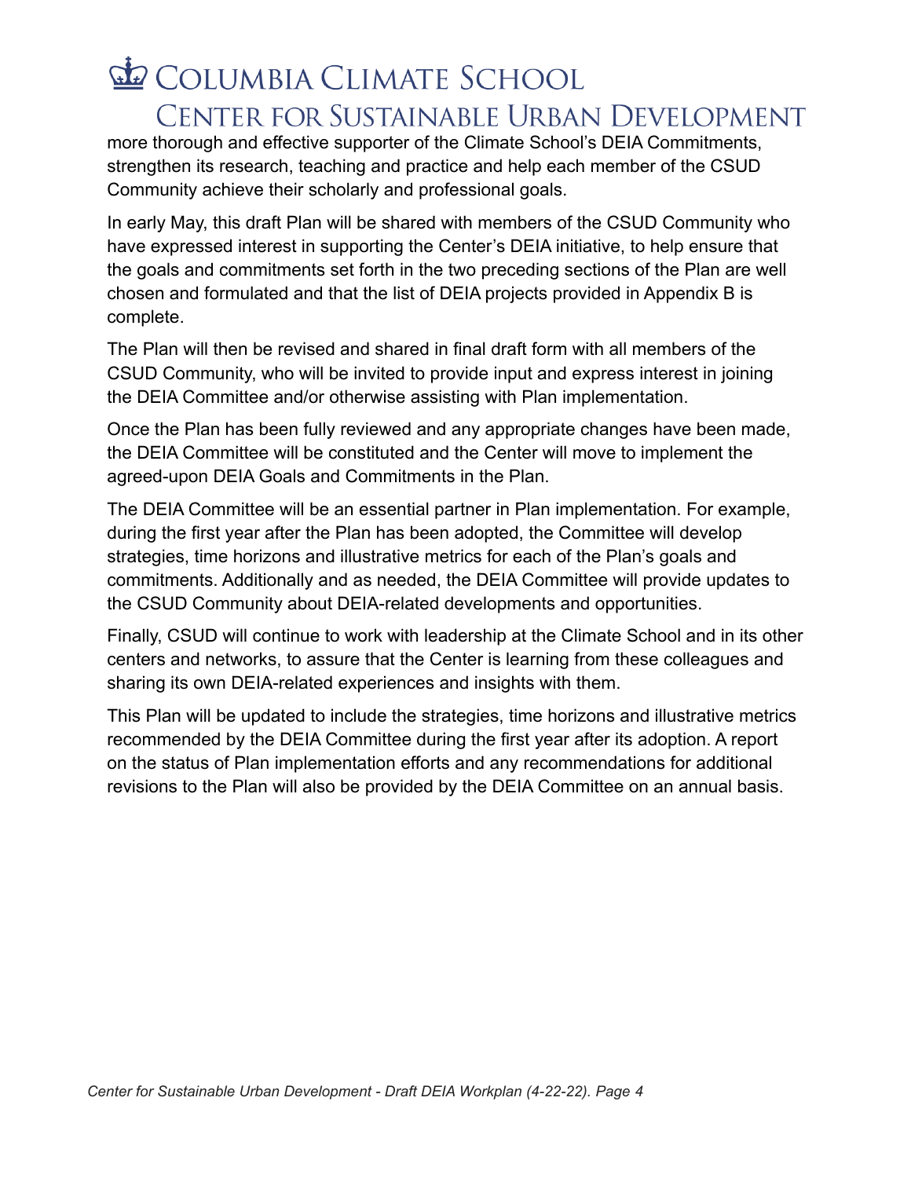more thorough and effective supporter of the Climate School's DEIA Commitments, strengthen its research, teaching and practice and help each member of the CSUD Community achieve their scholarly and professional goals.

In early May, this draft Plan will be shared with members of the CSUD Community who have expressed interest in supporting the Center's DEIA initiative, to help ensure that the goals and commitments set forth in the two preceding sections of the Plan are well chosen and formulated and that the list of DEIA projects provided in Appendix B is complete.

The Plan will then be revised and shared in final draft form with all members of the CSUD Community, who will be invited to provide input and express interest in joining the DEIA Committee and/or otherwise assisting with Plan implementation.

Once the Plan has been fully reviewed and any appropriate changes have been made, the DEIA Committee will be constituted and the Center will move to implement the agreed-upon DEIA Goals and Commitments in the Plan.

The DEIA Committee will be an essential partner in Plan implementation. For example, during the first year after the Plan has been adopted, the Committee will develop strategies, time horizons and illustrative metrics for each of the Plan's goals and commitments. Additionally and as needed, the DEIA Committee will provide updates to the CSUD Community about DEIA-related developments and opportunities.

Finally, CSUD will continue to work with leadership at the Climate School and in its other centers and networks, to assure that the Center is learning from these colleagues and sharing its own DEIA-related experiences and insights with them.

This Plan will be updated to include the strategies, time horizons and illustrative metrics recommended by the DEIA Committee during the first year after its adoption. A report on the status of Plan implementation efforts and any recommendations for additional revisions to the Plan will also be provided by the DEIA Committee on an annual basis.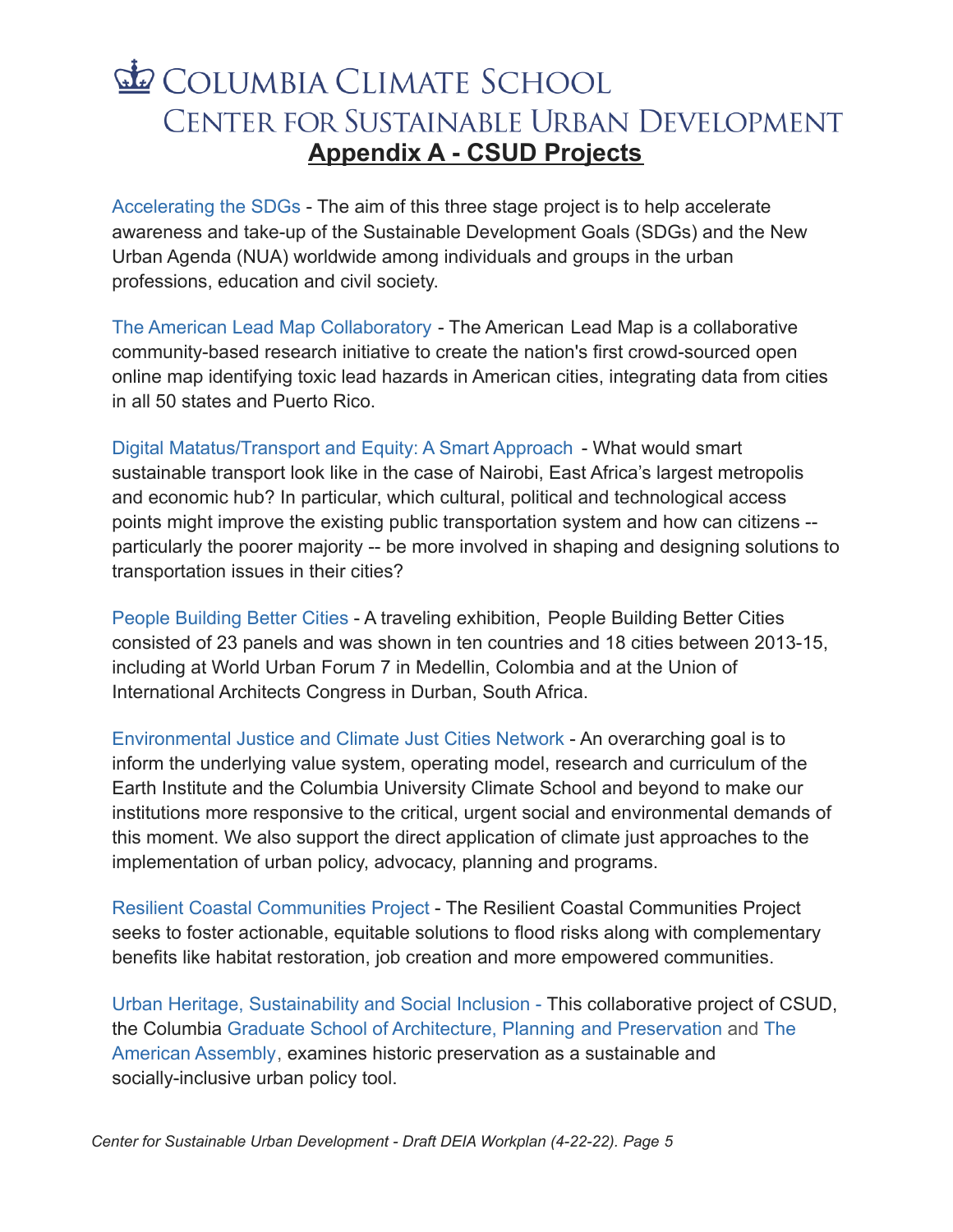# Columbia Climate School
## Center for Sustainable Urban Development
### **Appendix A - CSUD Projects**

Accelerating the SDGs - The aim of this three stage project is to help accelerate awareness and take-up of the Sustainable Development Goals (SDGs) and the New Urban Agenda (NUA) worldwide among individuals and groups in the urban professions, education and civil society.

The American Lead Map Collaboratory - The American Lead Map is a collaborative community-based research initiative to create the nation's first crowd-sourced open online map identifying toxic lead hazards in American cities, integrating data from cities in all 50 states and Puerto Rico.

Digital Matatus/Transport and Equity: A Smart Approach - What would smart sustainable transport look like in the case of Nairobi, East Africa's largest metropolis and economic hub? In particular, which cultural, political and technological access points might improve the existing public transportation system and how can citizens -- particularly the poorer majority -- be more involved in shaping and designing solutions to transportation issues in their cities?

People Building Better Cities - A traveling exhibition, People Building Better Cities consisted of 23 panels and was shown in ten countries and 18 cities between 2013-15, including at World Urban Forum 7 in Medellin, Colombia and at the Union of International Architects Congress in Durban, South Africa.

Environmental Justice and Climate Just Cities Network - An overarching goal is to inform the underlying value system, operating model, research and curriculum of the Earth Institute and the Columbia University Climate School and beyond to make our institutions more responsive to the critical, urgent social and environmental demands of this moment. We also support the direct application of climate just approaches to the implementation of urban policy, advocacy, planning and programs.

Resilient Coastal Communities Project - The Resilient Coastal Communities Project seeks to foster actionable, equitable solutions to flood risks along with complementary benefits like habitat restoration, job creation and more empowered communities.

Urban Heritage, Sustainability and Social Inclusion - This collaborative project of CSUD, the Columbia Graduate School of Architecture, Planning and Preservation and The American Assembly, examines historic preservation as a sustainable and socially-inclusive urban policy tool.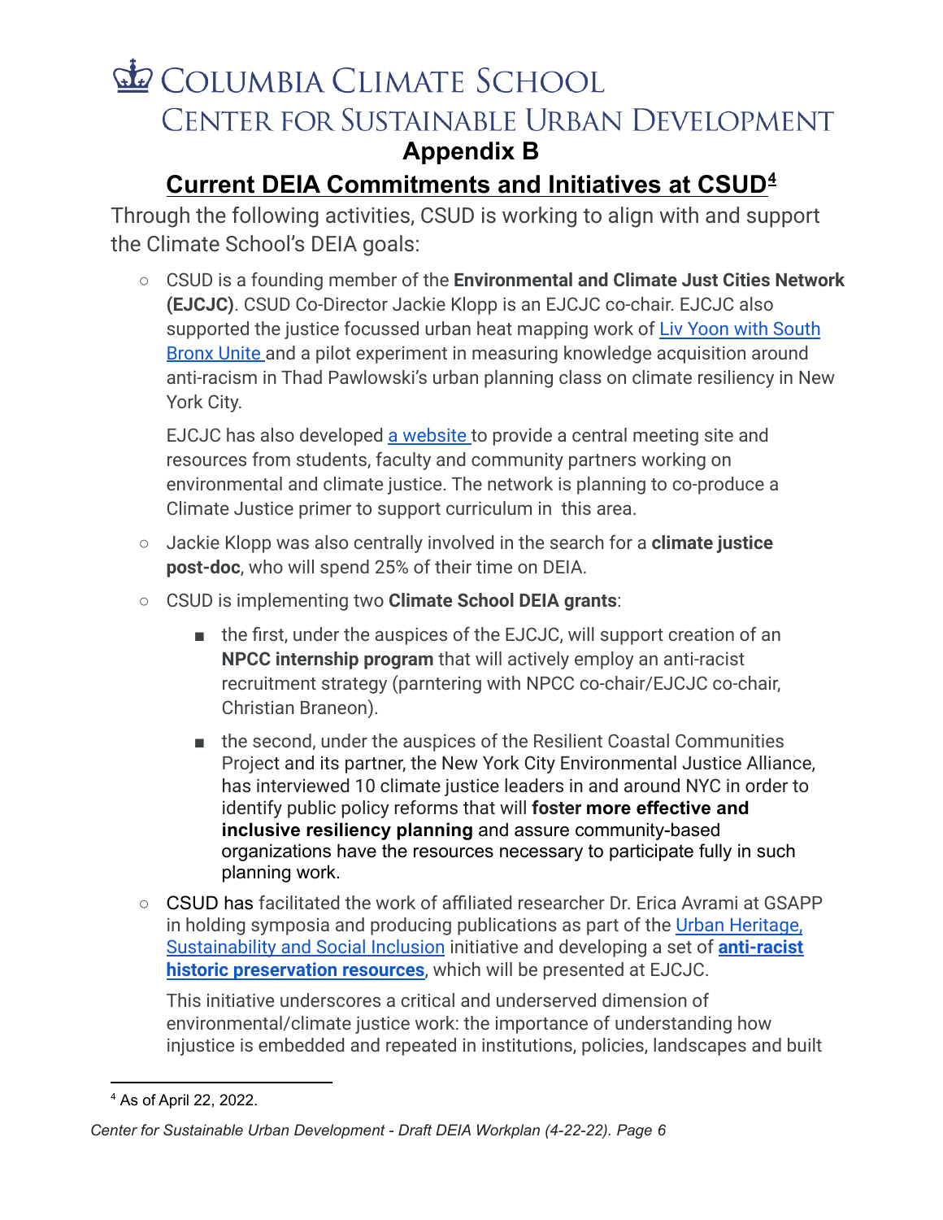# Columbia Climate School

## Center for Sustainable Urban Development

## Appendix B

## Current DEIA Commitments and Initiatives at CSUD[4]

Through the following activities, CSUD is working to align with and support the Climate School's DEIA goals:

- CSUD is a founding member of the **Environmental and Climate Just Cities Network (EJCJC)**. CSUD Co-Director Jackie Klopp is an EJCJC co-chair. EJCJC also supported the justice focussed urban heat mapping work of Liv Yoon with South Bronx Unite and a pilot experiment in measuring knowledge acquisition around anti-racism in Thad Pawlowski's urban planning class on climate resiliency in New York City.

  EJCJC has also developed a website to provide a central meeting site and resources from students, faculty and community partners working on environmental and climate justice. The network is planning to co-produce a Climate Justice primer to support curriculum in this area.

- Jackie Klopp was also centrally involved in the search for a **climate justice post-doc**, who will spend 25% of their time on DEIA.

- CSUD is implementing two **Climate School DEIA grants**:

  - the first, under the auspices of the EJCJC, will support creation of an **NPCC internship program** that will actively employ an anti-racist recruitment strategy (parntering with NPCC co-chair/EJCJC co-chair, Christian Braneon).

  - the second, under the auspices of the Resilient Coastal Communities Project and its partner, the New York City Environmental Justice Alliance, has interviewed 10 climate justice leaders in and around NYC in order to identify public policy reforms that will **foster more effective and inclusive resiliency planning** and assure community-based organizations have the resources necessary to participate fully in such planning work.

- CSUD has facilitated the work of affiliated researcher Dr. Erica Avrami at GSAPP in holding symposia and producing publications as part of the Urban Heritage, Sustainability and Social Inclusion initiative and developing a set of **anti-racist historic preservation resources**, which will be presented at EJCJC.

  This initiative underscores a critical and underserved dimension of environmental/climate justice work: the importance of understanding how injustice is embedded and repeated in institutions, policies, landscapes and built

---

[4] As of April 22, 2022.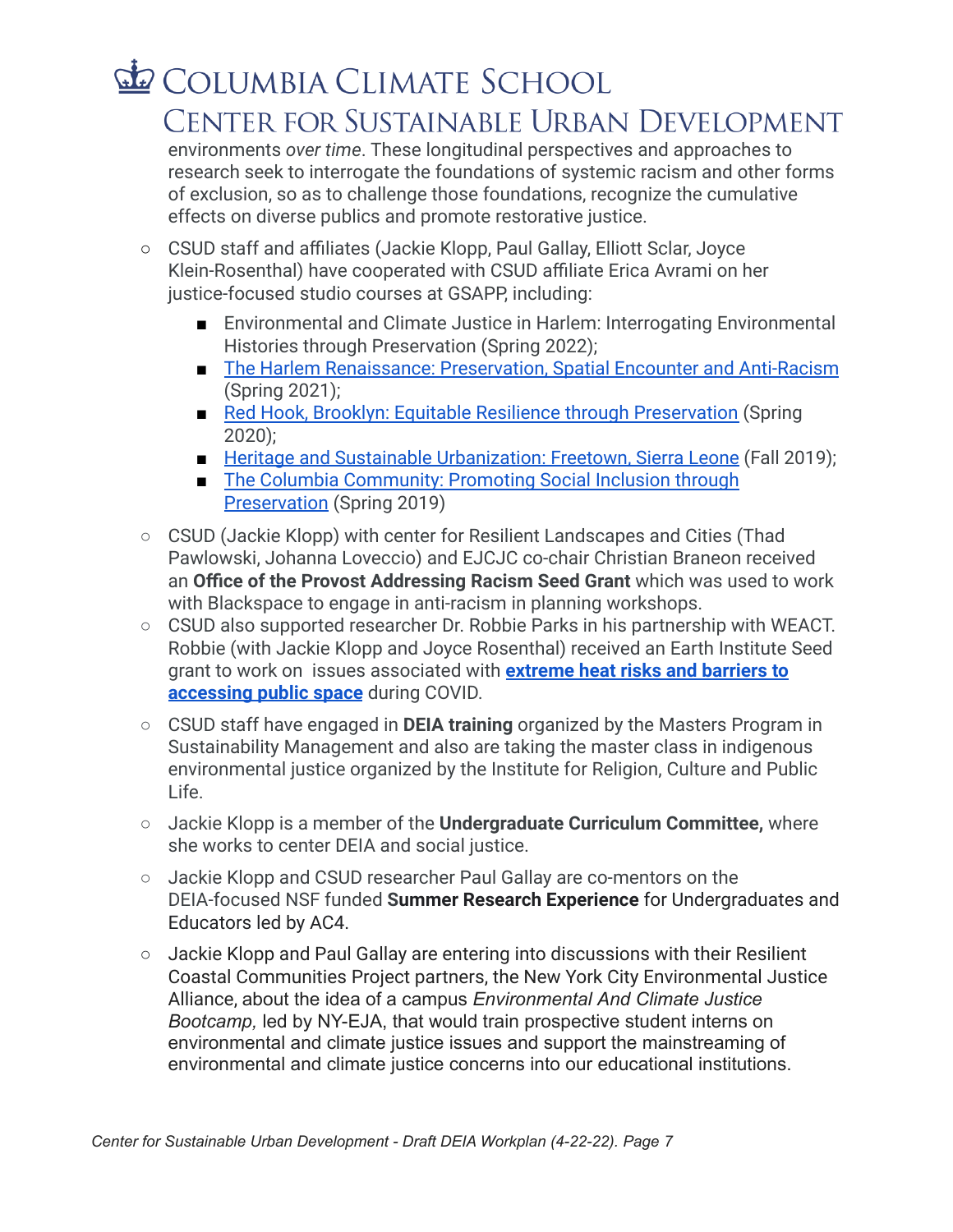environments *over time*. These longitudinal perspectives and approaches to research seek to interrogate the foundations of systemic racism and other forms of exclusion, so as to challenge those foundations, recognize the cumulative effects on diverse publics and promote restorative justice.

- CSUD staff and affiliates (Jackie Klopp, Paul Gallay, Elliott Sclar, Joyce Klein-Rosenthal) have cooperated with CSUD affiliate Erica Avrami on her justice-focused studio courses at GSAPP, including:
  - Environmental and Climate Justice in Harlem: Interrogating Environmental Histories through Preservation (Spring 2022);
  - The Harlem Renaissance: Preservation, Spatial Encounter and Anti-Racism (Spring 2021);
  - Red Hook, Brooklyn: Equitable Resilience through Preservation (Spring 2020);
  - Heritage and Sustainable Urbanization: Freetown, Sierra Leone (Fall 2019);
  - The Columbia Community: Promoting Social Inclusion through Preservation (Spring 2019)
- CSUD (Jackie Klopp) with center for Resilient Landscapes and Cities (Thad Pawlowski, Johanna Loveccio) and EJCJC co-chair Christian Braneon received an **Office of the Provost Addressing Racism Seed Grant** which was used to work with Blackspace to engage in anti-racism in planning workshops.
- CSUD also supported researcher Dr. Robbie Parks in his partnership with WEACT. Robbie (with Jackie Klopp and Joyce Rosenthal) received an Earth Institute Seed grant to work on issues associated with **extreme heat risks and barriers to accessing public space** during COVID.
- CSUD staff have engaged in **DEIA training** organized by the Masters Program in Sustainability Management and also are taking the master class in indigenous environmental justice organized by the Institute for Religion, Culture and Public Life.
- Jackie Klopp is a member of the **Undergraduate Curriculum Committee,** where she works to center DEIA and social justice.
- Jackie Klopp and CSUD researcher Paul Gallay are co-mentors on the DEIA-focused NSF funded **Summer Research Experience** for Undergraduates and Educators led by AC4.
- Jackie Klopp and Paul Gallay are entering into discussions with their Resilient Coastal Communities Project partners, the New York City Environmental Justice Alliance, about the idea of a campus *Environmental And Climate Justice Bootcamp,* led by NY-EJA, that would train prospective student interns on environmental and climate justice issues and support the mainstreaming of environmental and climate justice concerns into our educational institutions.